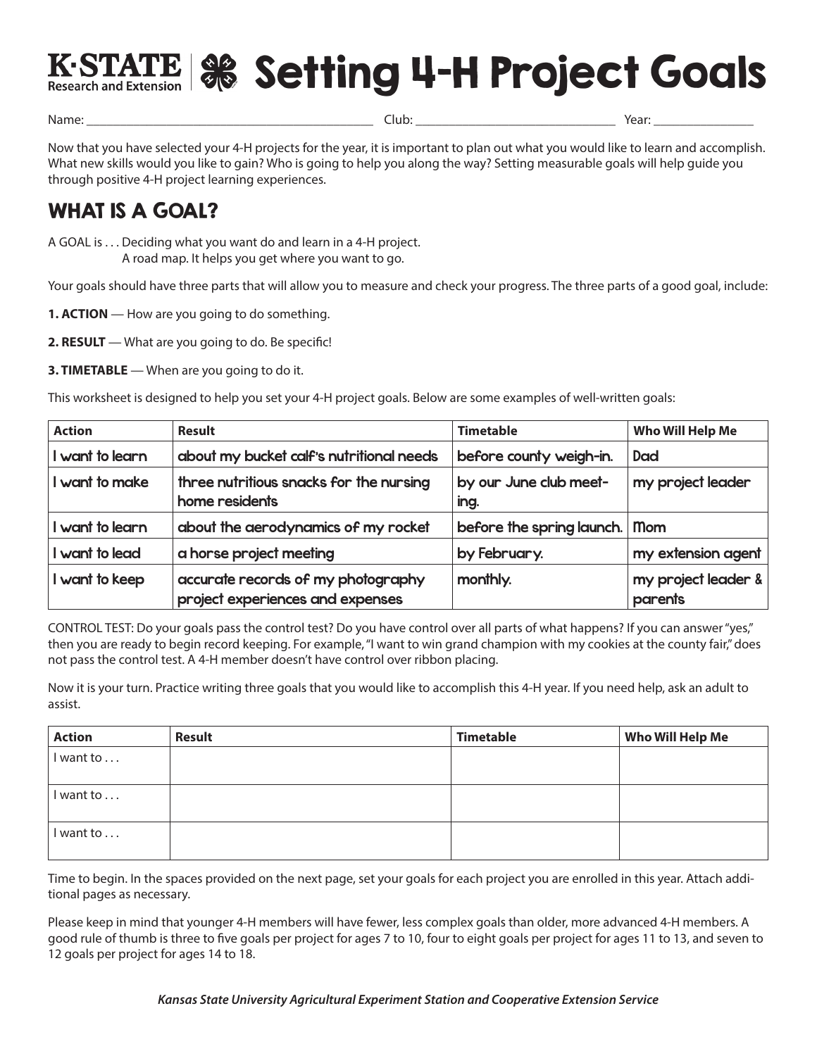# K-STATE Research and Extension | Setting 4-H Project Goals

Name: ___________________________________________ Club: _______________________________ Year: _______________

Now that you have selected your 4-H projects for the year, it is important to plan out what you would like to learn and accomplish. What new skills would you like to gain? Who is going to help you along the way? Setting measurable goals will help guide you through positive 4-H project learning experiences.

## WHAT IS A GOAL?

A GOAL is . . . Deciding what you want do and learn in a 4-H project.
A road map. It helps you get where you want to go.

Your goals should have three parts that will allow you to measure and check your progress. The three parts of a good goal, include:

**1. ACTION** — How are you going to do something.

**2. RESULT** — What are you going to do. Be specific!

**3. TIMETABLE** — When are you going to do it.

This worksheet is designed to help you set your 4-H project goals. Below are some examples of well-written goals:

| Action | Result | Timetable | Who Will Help Me |
| --- | --- | --- | --- |
| I want to learn | about my bucket calf's nutritional needs | before county weigh-in. | Dad |
| I want to make | three nutritious snacks for the nursing home residents | by our June club meeting. | my project leader |
| I want to learn | about the aerodynamics of my rocket | before the spring launch. | Mom |
| I want to lead | a horse project meeting | by February. | my extension agent |
| I want to keep | accurate records of my photography project experiences and expenses | monthly. | my project leader & parents |

CONTROL TEST: Do your goals pass the control test? Do you have control over all parts of what happens? If you can answer "yes," then you are ready to begin record keeping. For example, "I want to win grand champion with my cookies at the county fair," does not pass the control test. A 4-H member doesn't have control over ribbon placing.

Now it is your turn. Practice writing three goals that you would like to accomplish this 4-H year. If you need help, ask an adult to assist.

| Action | Result | Timetable | Who Will Help Me |
| --- | --- | --- | --- |
| I want to . . . | | | |
| I want to . . . | | | |
| I want to . . . | | | |

Time to begin. In the spaces provided on the next page, set your goals for each project you are enrolled in this year. Attach additional pages as necessary.

Please keep in mind that younger 4-H members will have fewer, less complex goals than older, more advanced 4-H members. A good rule of thumb is three to five goals per project for ages 7 to 10, four to eight goals per project for ages 11 to 13, and seven to 12 goals per project for ages 14 to 18.

***Kansas State University Agricultural Experiment Station and Cooperative Extension Service***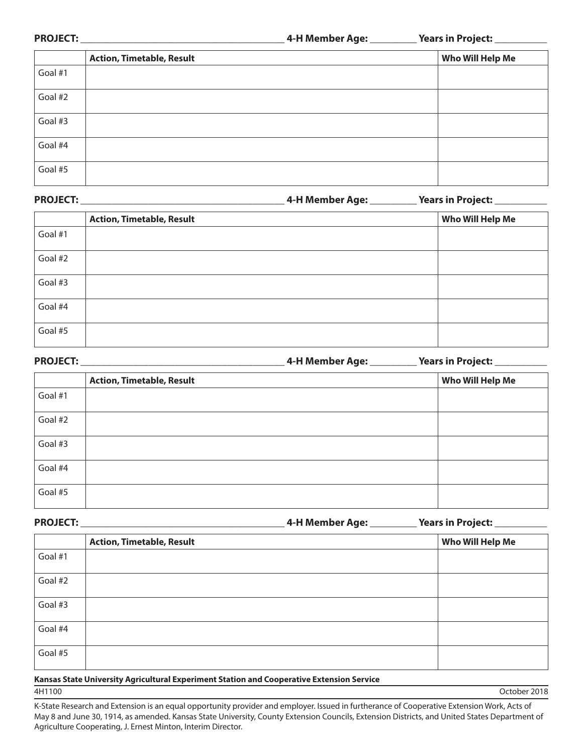**PROJECT:** ________________________________________ **4-H Member Age:** _________ **Years in Project:** __________

| | Action, Timetable, Result | Who Will Help Me |
|---|---|---|
| Goal #1 | | |
| Goal #2 | | |
| Goal #3 | | |
| Goal #4 | | |
| Goal #5 | | |

**PROJECT:** ________________________________________ **4-H Member Age:** _________ **Years in Project:** __________

| | Action, Timetable, Result | Who Will Help Me |
|---|---|---|
| Goal #1 | | |
| Goal #2 | | |
| Goal #3 | | |
| Goal #4 | | |
| Goal #5 | | |

**PROJECT:** ________________________________________ **4-H Member Age:** _________ **Years in Project:** __________

| | Action, Timetable, Result | Who Will Help Me |
|---|---|---|
| Goal #1 | | |
| Goal #2 | | |
| Goal #3 | | |
| Goal #4 | | |
| Goal #5 | | |

**PROJECT:** ________________________________________ **4-H Member Age:** _________ **Years in Project:** __________

| | Action, Timetable, Result | Who Will Help Me |
|---|---|---|
| Goal #1 | | |
| Goal #2 | | |
| Goal #3 | | |
| Goal #4 | | |
| Goal #5 | | |

**Kansas State University Agricultural Experiment Station and Cooperative Extension Service**

4H1100 October 2018

K-State Research and Extension is an equal opportunity provider and employer. Issued in furtherance of Cooperative Extension Work, Acts of May 8 and June 30, 1914, as amended. Kansas State University, County Extension Councils, Extension Districts, and United States Department of Agriculture Cooperating, J. Ernest Minton, Interim Director.